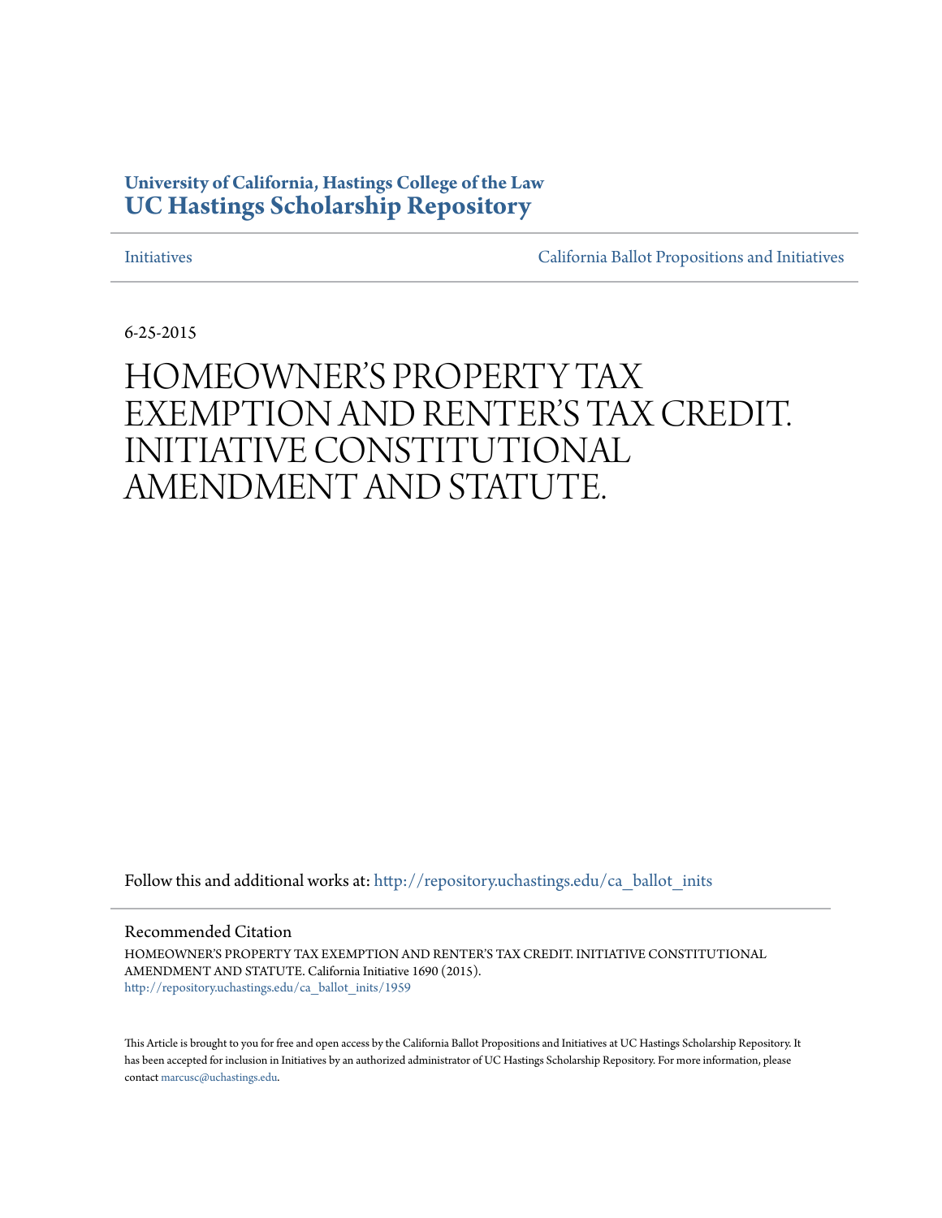University of California, Hastings College of the Law
**UC Hastings Scholarship Repository**

Initiatives | California Ballot Propositions and Initiatives

6-25-2015

# HOMEOWNER'S PROPERTY TAX EXEMPTION AND RENTER'S TAX CREDIT. INITIATIVE CONSTITUTIONAL AMENDMENT AND STATUTE.

Follow this and additional works at: http://repository.uchastings.edu/ca_ballot_inits

Recommended Citation

HOMEOWNER'S PROPERTY TAX EXEMPTION AND RENTER'S TAX CREDIT. INITIATIVE CONSTITUTIONAL AMENDMENT AND STATUTE. California Initiative 1690 (2015).
http://repository.uchastings.edu/ca_ballot_inits/1959

This Article is brought to you for free and open access by the California Ballot Propositions and Initiatives at UC Hastings Scholarship Repository. It has been accepted for inclusion in Initiatives by an authorized administrator of UC Hastings Scholarship Repository. For more information, please contact marcusc@uchastings.edu.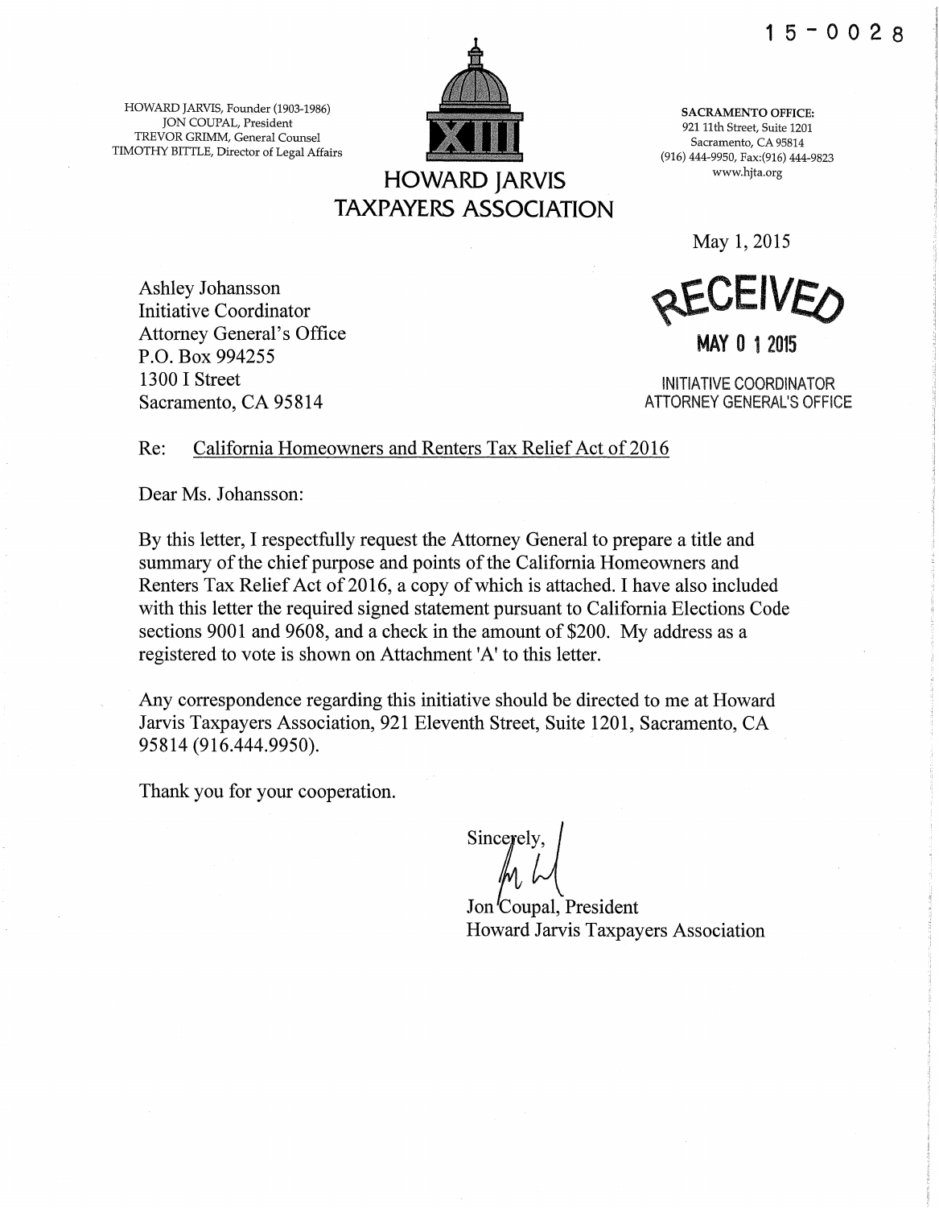15-0028

HOWARD JARVIS, Founder (1903-1986)
JON COUPAL, President
TREVOR GRIMM, General Counsel
TIMOTHY BITTLE, Director of Legal Affairs

# HOWARD JARVIS TAXPAYERS ASSOCIATION

**SACRAMENTO OFFICE:**
921 11th Street, Suite 1201
Sacramento, CA 95814
(916) 444-9950, Fax:(916) 444-9823
www.hjta.org

May 1, 2015

RECEIVED
MAY 01 2015
INITIATIVE COORDINATOR
ATTORNEY GENERAL'S OFFICE

Ashley Johansson
Initiative Coordinator
Attorney General's Office
P.O. Box 994255
1300 I Street
Sacramento, CA 95814

Re: California Homeowners and Renters Tax Relief Act of 2016

Dear Ms. Johansson:

By this letter, I respectfully request the Attorney General to prepare a title and summary of the chief purpose and points of the California Homeowners and Renters Tax Relief Act of 2016, a copy of which is attached. I have also included with this letter the required signed statement pursuant to California Elections Code sections 9001 and 9608, and a check in the amount of $200. My address as a registered to vote is shown on Attachment 'A' to this letter.

Any correspondence regarding this initiative should be directed to me at Howard Jarvis Taxpayers Association, 921 Eleventh Street, Suite 1201, Sacramento, CA 95814 (916.444.9950).

Thank you for your cooperation.

Sincerely,

Jon Coupal, President
Howard Jarvis Taxpayers Association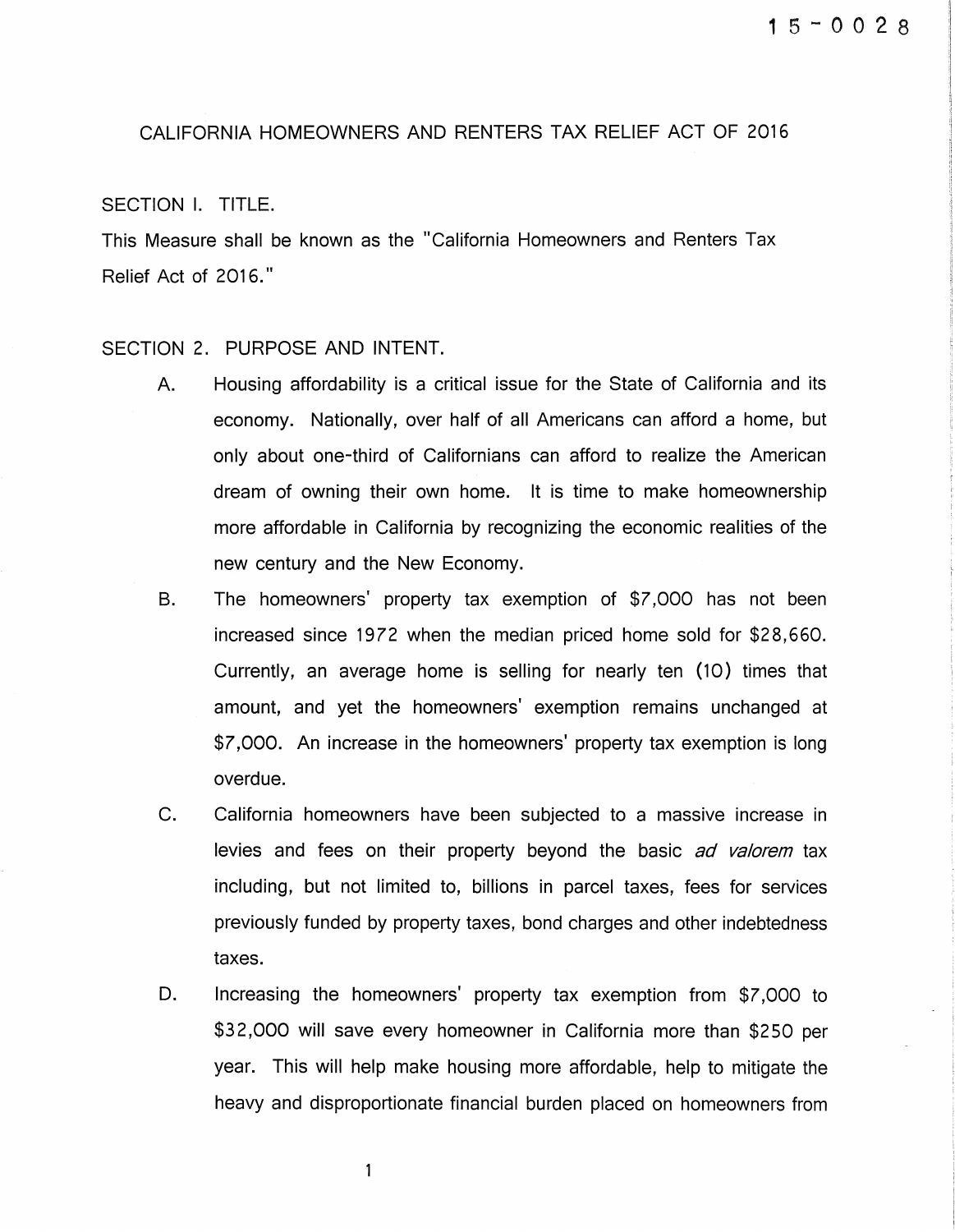15-0028

# CALIFORNIA HOMEOWNERS AND RENTERS TAX RELIEF ACT OF 2016

## SECTION I. TITLE.

This Measure shall be known as the "California Homeowners and Renters Tax Relief Act of 2016."

## SECTION 2. PURPOSE AND INTENT.

A. Housing affordability is a critical issue for the State of California and its economy. Nationally, over half of all Americans can afford a home, but only about one-third of Californians can afford to realize the American dream of owning their own home. It is time to make homeownership more affordable in California by recognizing the economic realities of the new century and the New Economy.

B. The homeowners' property tax exemption of $7,000 has not been increased since 1972 when the median priced home sold for $28,660. Currently, an average home is selling for nearly ten (10) times that amount, and yet the homeowners' exemption remains unchanged at $7,000. An increase in the homeowners' property tax exemption is long overdue.

C. California homeowners have been subjected to a massive increase in levies and fees on their property beyond the basic *ad valorem* tax including, but not limited to, billions in parcel taxes, fees for services previously funded by property taxes, bond charges and other indebtedness taxes.

D. Increasing the homeowners' property tax exemption from $7,000 to $32,000 will save every homeowner in California more than $250 per year. This will help make housing more affordable, help to mitigate the heavy and disproportionate financial burden placed on homeowners from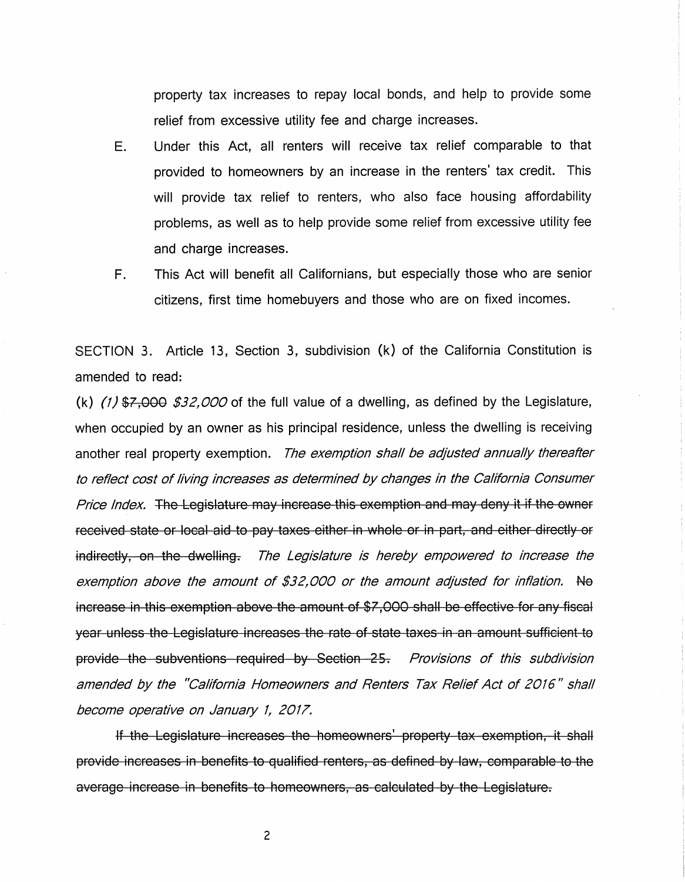property tax increases to repay local bonds, and help to provide some relief from excessive utility fee and charge increases.

E. Under this Act, all renters will receive tax relief comparable to that provided to homeowners by an increase in the renters' tax credit. This will provide tax relief to renters, who also face housing affordability problems, as well as to help provide some relief from excessive utility fee and charge increases.

F. This Act will benefit all Californians, but especially those who are senior citizens, first time homebuyers and those who are on fixed incomes.

SECTION 3. Article 13, Section 3, subdivision (k) of the California Constitution is amended to read:

(k) *(1)* ~~$7,000~~ *$32,000* of the full value of a dwelling, as defined by the Legislature, when occupied by an owner as his principal residence, unless the dwelling is receiving another real property exemption. *The exemption shall be adjusted annually thereafter to reflect cost of living increases as determined by changes in the California Consumer Price Index.* ~~The Legislature may increase this exemption and may deny it if the owner received state or local aid to pay taxes either in whole or in part, and either directly or indirectly, on the dwelling.~~ *The Legislature is hereby empowered to increase the exemption above the amount of $32,000 or the amount adjusted for inflation.* ~~No increase in this exemption above the amount of $7,000 shall be effective for any fiscal year unless the Legislature increases the rate of state taxes in an amount sufficient to provide the subventions required by Section 25.~~ *Provisions of this subdivision amended by the "California Homeowners and Renters Tax Relief Act of 2016" shall become operative on January 1, 2017.*

~~If the Legislature increases the homeowners' property tax exemption, it shall provide increases in benefits to qualified renters, as defined by law, comparable to the average increase in benefits to homeowners, as calculated by the Legislature.~~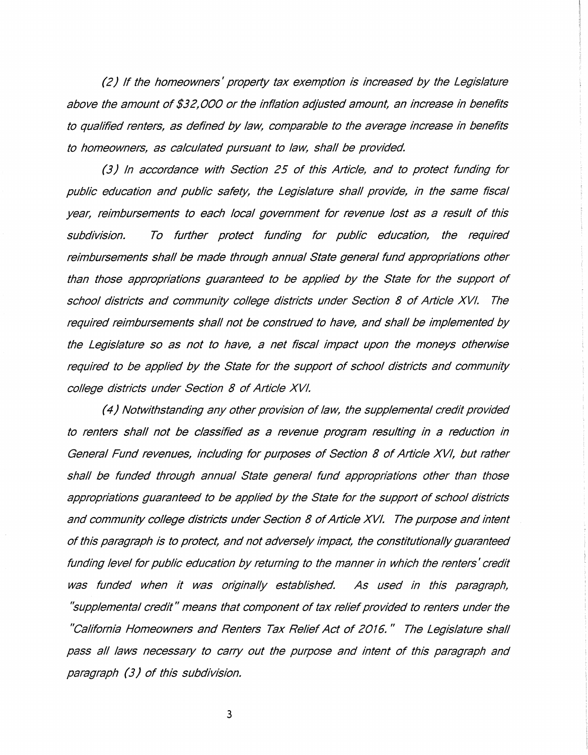*(2) If the homeowners' property tax exemption is increased by the Legislature above the amount of $32,000 or the inflation adjusted amount, an increase in benefits to qualified renters, as defined by law, comparable to the average increase in benefits to homeowners, as calculated pursuant to law, shall be provided.*

*(3) In accordance with Section 25 of this Article, and to protect funding for public education and public safety, the Legislature shall provide, in the same fiscal year, reimbursements to each local government for revenue lost as a result of this subdivision. To further protect funding for public education, the required reimbursements shall be made through annual State general fund appropriations other than those appropriations guaranteed to be applied by the State for the support of school districts and community college districts under Section 8 of Article XVI. The required reimbursements shall not be construed to have, and shall be implemented by the Legislature so as not to have, a net fiscal impact upon the moneys otherwise required to be applied by the State for the support of school districts and community college districts under Section 8 of Article XVI.*

*(4) Notwithstanding any other provision of law, the supplemental credit provided to renters shall not be classified as a revenue program resulting in a reduction in General Fund revenues, including for purposes of Section 8 of Article XVI, but rather shall be funded through annual State general fund appropriations other than those appropriations guaranteed to be applied by the State for the support of school districts and community college districts under Section 8 of Article XVI. The purpose and intent of this paragraph is to protect, and not adversely impact, the constitutionally guaranteed funding level for public education by returning to the manner in which the renters' credit was funded when it was originally established. As used in this paragraph, "supplemental credit" means that component of tax relief provided to renters under the "California Homeowners and Renters Tax Relief Act of 2016." The Legislature shall pass all laws necessary to carry out the purpose and intent of this paragraph and paragraph (3) of this subdivision.*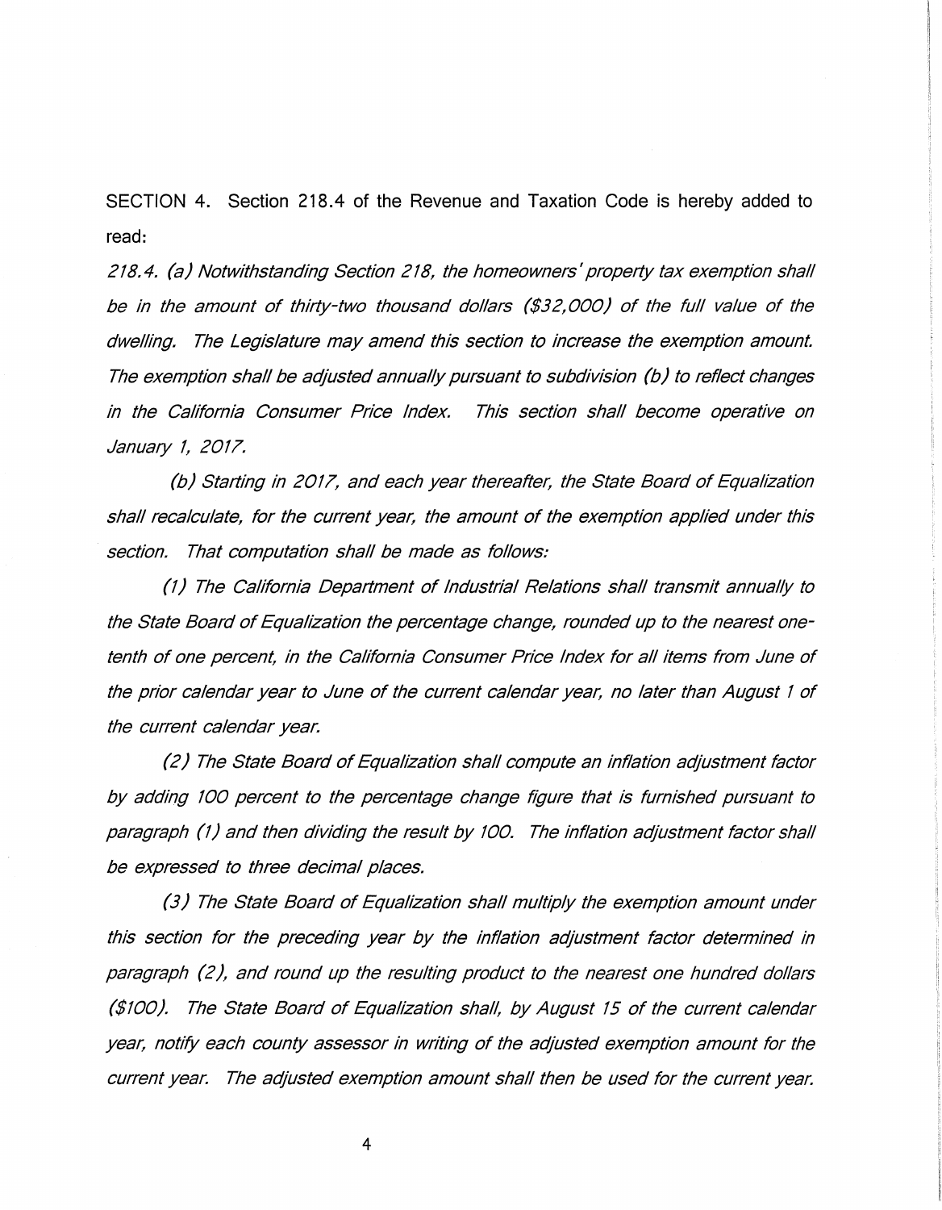SECTION 4. Section 218.4 of the Revenue and Taxation Code is hereby added to read:

*218.4. (a) Notwithstanding Section 218, the homeowners' property tax exemption shall be in the amount of thirty-two thousand dollars ($32,000) of the full value of the dwelling. The Legislature may amend this section to increase the exemption amount. The exemption shall be adjusted annually pursuant to subdivision (b) to reflect changes in the California Consumer Price Index. This section shall become operative on January 1, 2017.*

*(b) Starting in 2017, and each year thereafter, the State Board of Equalization shall recalculate, for the current year, the amount of the exemption applied under this section. That computation shall be made as follows:*

*(1) The California Department of Industrial Relations shall transmit annually to the State Board of Equalization the percentage change, rounded up to the nearest one-tenth of one percent, in the California Consumer Price Index for all items from June of the prior calendar year to June of the current calendar year, no later than August 1 of the current calendar year.*

*(2) The State Board of Equalization shall compute an inflation adjustment factor by adding 100 percent to the percentage change figure that is furnished pursuant to paragraph (1) and then dividing the result by 100. The inflation adjustment factor shall be expressed to three decimal places.*

*(3) The State Board of Equalization shall multiply the exemption amount under this section for the preceding year by the inflation adjustment factor determined in paragraph (2), and round up the resulting product to the nearest one hundred dollars ($100). The State Board of Equalization shall, by August 15 of the current calendar year, notify each county assessor in writing of the adjusted exemption amount for the current year. The adjusted exemption amount shall then be used for the current year.*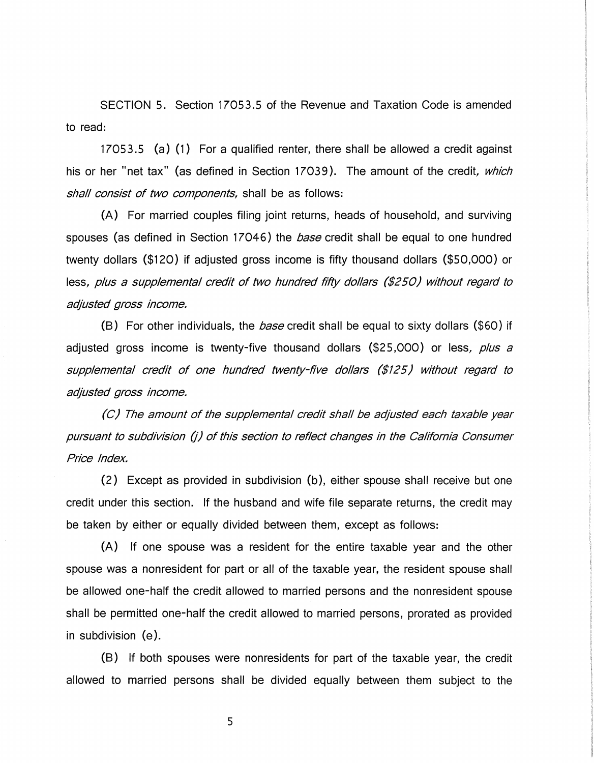SECTION 5. Section 17053.5 of the Revenue and Taxation Code is amended to read:

17053.5 (a) (1) For a qualified renter, there shall be allowed a credit against his or her "net tax" (as defined in Section 17039). The amount of the credit, *which shall consist of two components,* shall be as follows:

(A) For married couples filing joint returns, heads of household, and surviving spouses (as defined in Section 17046) the *base* credit shall be equal to one hundred twenty dollars ($120) if adjusted gross income is fifty thousand dollars ($50,000) or less*, plus a supplemental credit of two hundred fifty dollars ($250) without regard to adjusted gross income.*

(B) For other individuals, the *base* credit shall be equal to sixty dollars ($60) if adjusted gross income is twenty-five thousand dollars ($25,000) or less*, plus a supplemental credit of one hundred twenty-five dollars ($125) without regard to adjusted gross income.*

*(C) The amount of the supplemental credit shall be adjusted each taxable year pursuant to subdivision (j) of this section to reflect changes in the California Consumer Price Index.*

(2) Except as provided in subdivision (b), either spouse shall receive but one credit under this section. If the husband and wife file separate returns, the credit may be taken by either or equally divided between them, except as follows:

(A) If one spouse was a resident for the entire taxable year and the other spouse was a nonresident for part or all of the taxable year, the resident spouse shall be allowed one-half the credit allowed to married persons and the nonresident spouse shall be permitted one-half the credit allowed to married persons, prorated as provided in subdivision (e).

(B) If both spouses were nonresidents for part of the taxable year, the credit allowed to married persons shall be divided equally between them subject to the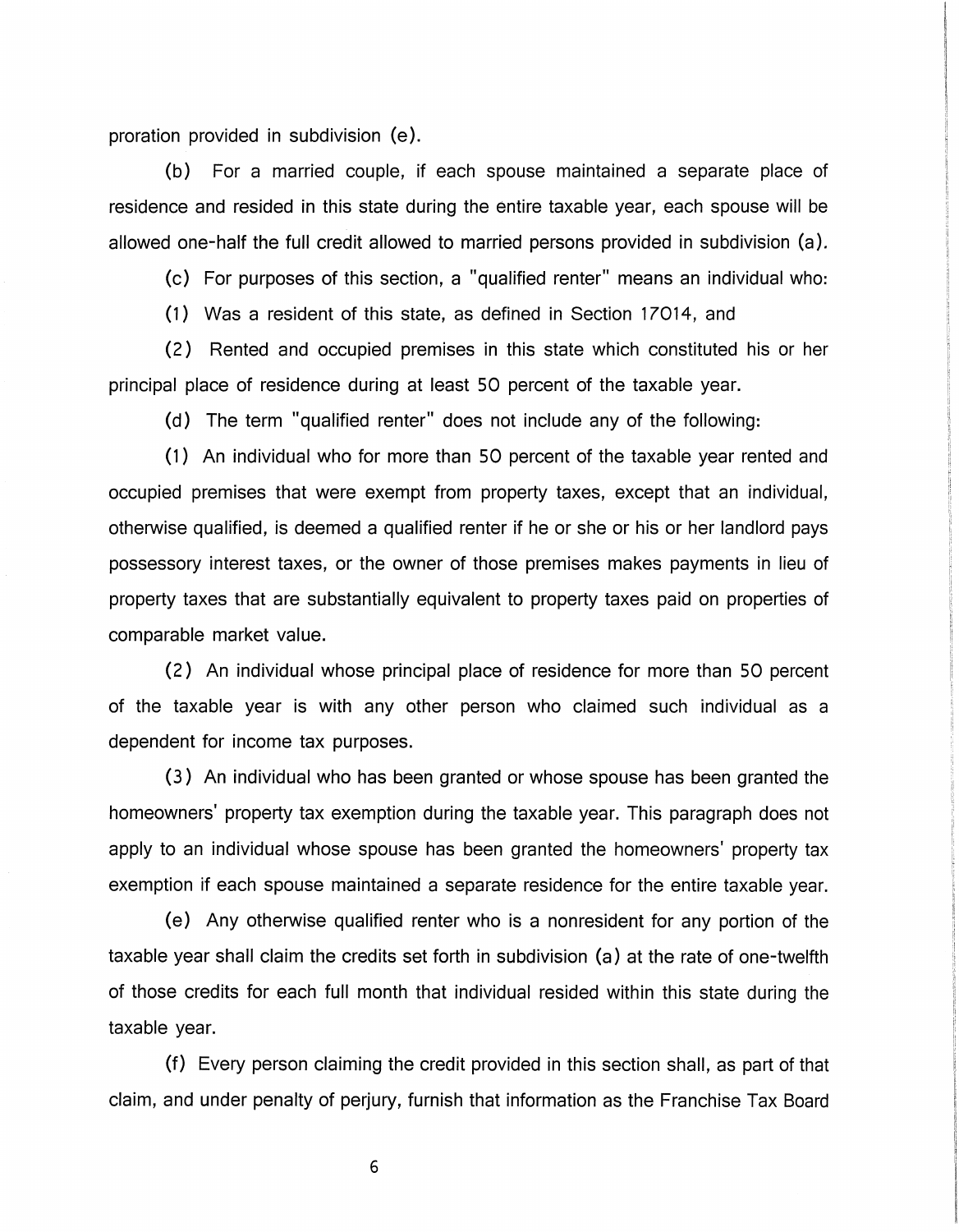proration provided in subdivision (e).

(b) For a married couple, if each spouse maintained a separate place of residence and resided in this state during the entire taxable year, each spouse will be allowed one-half the full credit allowed to married persons provided in subdivision (a).

(c) For purposes of this section, a "qualified renter" means an individual who:

(1) Was a resident of this state, as defined in Section 17014, and

(2) Rented and occupied premises in this state which constituted his or her principal place of residence during at least 50 percent of the taxable year.

(d) The term "qualified renter" does not include any of the following:

(1) An individual who for more than 50 percent of the taxable year rented and occupied premises that were exempt from property taxes, except that an individual, otherwise qualified, is deemed a qualified renter if he or she or his or her landlord pays possessory interest taxes, or the owner of those premises makes payments in lieu of property taxes that are substantially equivalent to property taxes paid on properties of comparable market value.

(2) An individual whose principal place of residence for more than 50 percent of the taxable year is with any other person who claimed such individual as a dependent for income tax purposes.

(3) An individual who has been granted or whose spouse has been granted the homeowners' property tax exemption during the taxable year. This paragraph does not apply to an individual whose spouse has been granted the homeowners' property tax exemption if each spouse maintained a separate residence for the entire taxable year.

(e) Any otherwise qualified renter who is a nonresident for any portion of the taxable year shall claim the credits set forth in subdivision (a) at the rate of one-twelfth of those credits for each full month that individual resided within this state during the taxable year.

(f) Every person claiming the credit provided in this section shall, as part of that claim, and under penalty of perjury, furnish that information as the Franchise Tax Board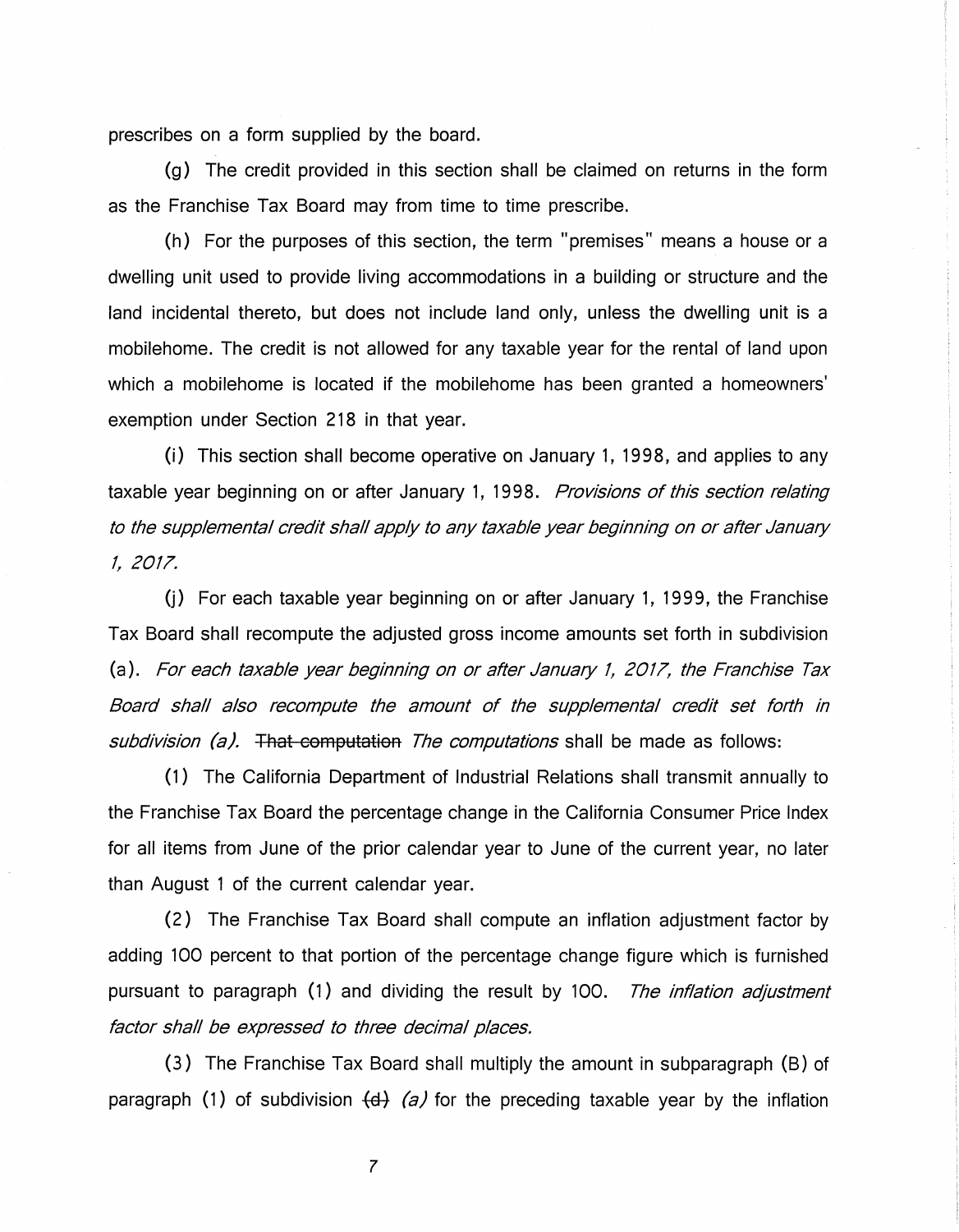prescribes on a form supplied by the board.

(g) The credit provided in this section shall be claimed on returns in the form as the Franchise Tax Board may from time to time prescribe.

(h) For the purposes of this section, the term "premises" means a house or a dwelling unit used to provide living accommodations in a building or structure and the land incidental thereto, but does not include land only, unless the dwelling unit is a mobilehome. The credit is not allowed for any taxable year for the rental of land upon which a mobilehome is located if the mobilehome has been granted a homeowners' exemption under Section 218 in that year.

(i) This section shall become operative on January 1, 1998, and applies to any taxable year beginning on or after January 1, 1998. *Provisions of this section relating to the supplemental credit shall apply to any taxable year beginning on or after January 1, 2017.*

(j) For each taxable year beginning on or after January 1, 1999, the Franchise Tax Board shall recompute the adjusted gross income amounts set forth in subdivision (a). *For each taxable year beginning on or after January 1, 2017, the Franchise Tax Board shall also recompute the amount of the supplemental credit set forth in subdivision (a).* ~~That computation~~ *The computations* shall be made as follows:

(1) The California Department of Industrial Relations shall transmit annually to the Franchise Tax Board the percentage change in the California Consumer Price Index for all items from June of the prior calendar year to June of the current year, no later than August 1 of the current calendar year.

(2) The Franchise Tax Board shall compute an inflation adjustment factor by adding 100 percent to that portion of the percentage change figure which is furnished pursuant to paragraph (1) and dividing the result by 100. *The inflation adjustment factor shall be expressed to three decimal places.*

(3) The Franchise Tax Board shall multiply the amount in subparagraph (B) of paragraph (1) of subdivision ~~(d)~~ *(a)* for the preceding taxable year by the inflation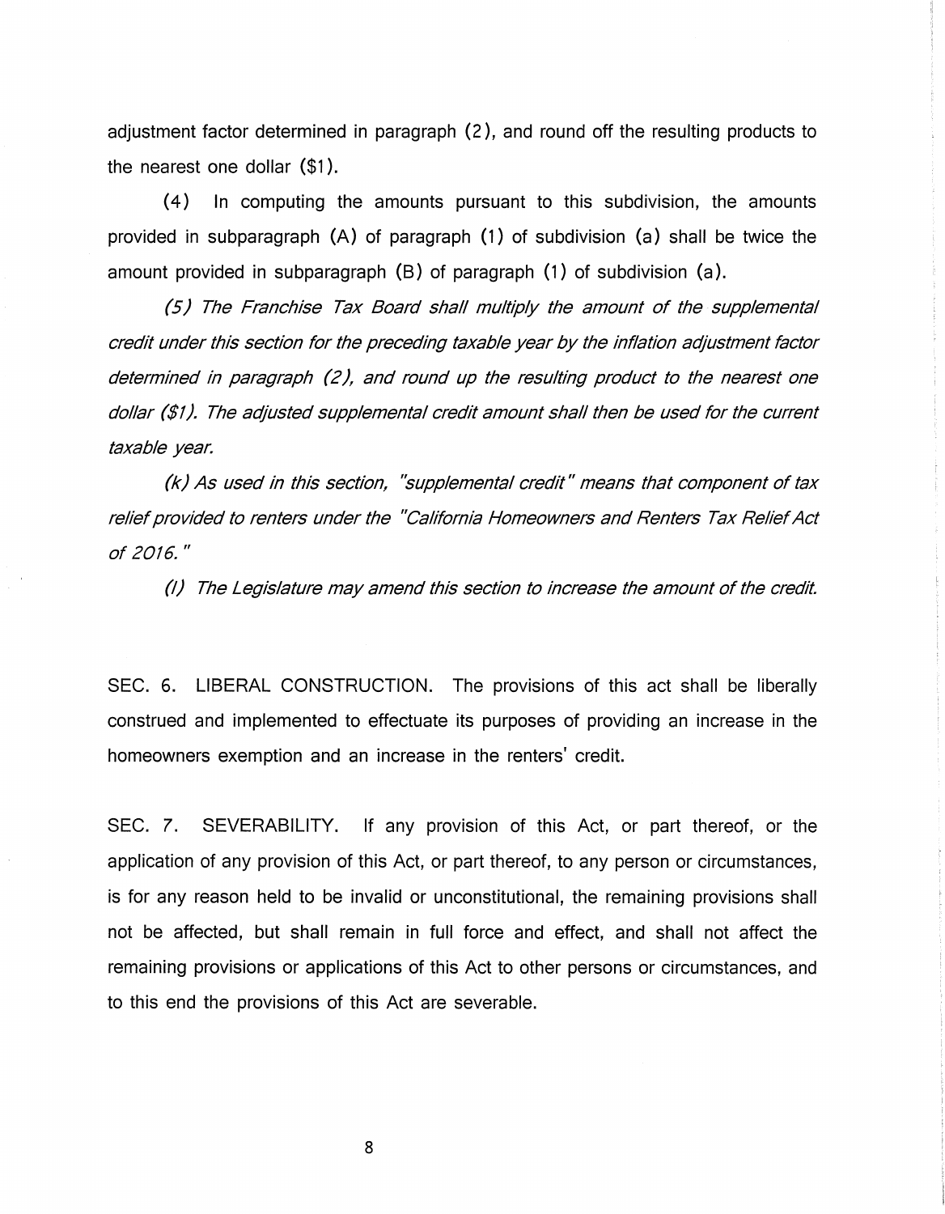adjustment factor determined in paragraph (2), and round off the resulting products to the nearest one dollar ($1).

(4) In computing the amounts pursuant to this subdivision, the amounts provided in subparagraph (A) of paragraph (1) of subdivision (a) shall be twice the amount provided in subparagraph (B) of paragraph (1) of subdivision (a).

*(5) The Franchise Tax Board shall multiply the amount of the supplemental credit under this section for the preceding taxable year by the inflation adjustment factor determined in paragraph (2), and round up the resulting product to the nearest one dollar ($1). The adjusted supplemental credit amount shall then be used for the current taxable year.*

*(k) As used in this section, "supplemental credit" means that component of tax relief provided to renters under the "California Homeowners and Renters Tax Relief Act of 2016."*

*(l) The Legislature may amend this section to increase the amount of the credit.*

SEC. 6. LIBERAL CONSTRUCTION. The provisions of this act shall be liberally construed and implemented to effectuate its purposes of providing an increase in the homeowners exemption and an increase in the renters' credit.

SEC. 7. SEVERABILITY. If any provision of this Act, or part thereof, or the application of any provision of this Act, or part thereof, to any person or circumstances, is for any reason held to be invalid or unconstitutional, the remaining provisions shall not be affected, but shall remain in full force and effect, and shall not affect the remaining provisions or applications of this Act to other persons or circumstances, and to this end the provisions of this Act are severable.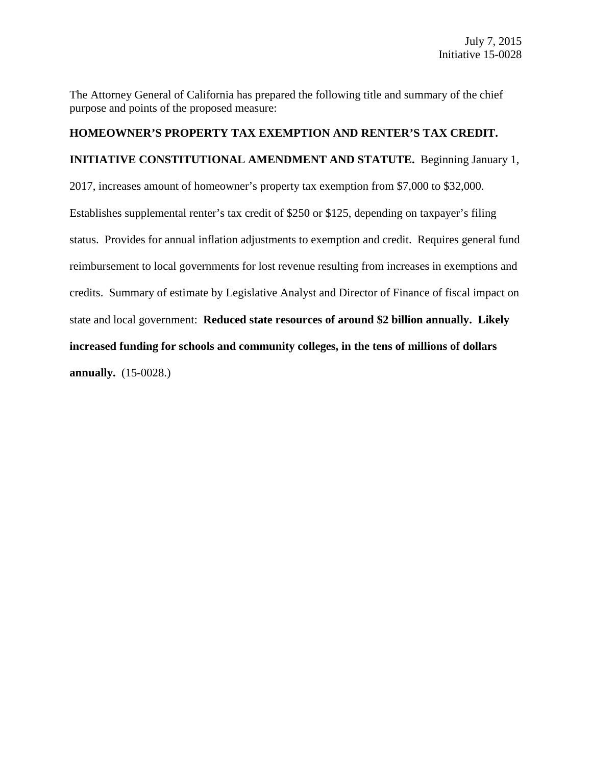July 7, 2015
Initiative 15-0028

The Attorney General of California has prepared the following title and summary of the chief purpose and points of the proposed measure:

**HOMEOWNER'S PROPERTY TAX EXEMPTION AND RENTER'S TAX CREDIT. INITIATIVE CONSTITUTIONAL AMENDMENT AND STATUTE.** Beginning January 1, 2017, increases amount of homeowner's property tax exemption from $7,000 to $32,000. Establishes supplemental renter's tax credit of $250 or $125, depending on taxpayer's filing status. Provides for annual inflation adjustments to exemption and credit. Requires general fund reimbursement to local governments for lost revenue resulting from increases in exemptions and credits. Summary of estimate by Legislative Analyst and Director of Finance of fiscal impact on state and local government: **Reduced state resources of around $2 billion annually. Likely increased funding for schools and community colleges, in the tens of millions of dollars annually.** (15-0028.)